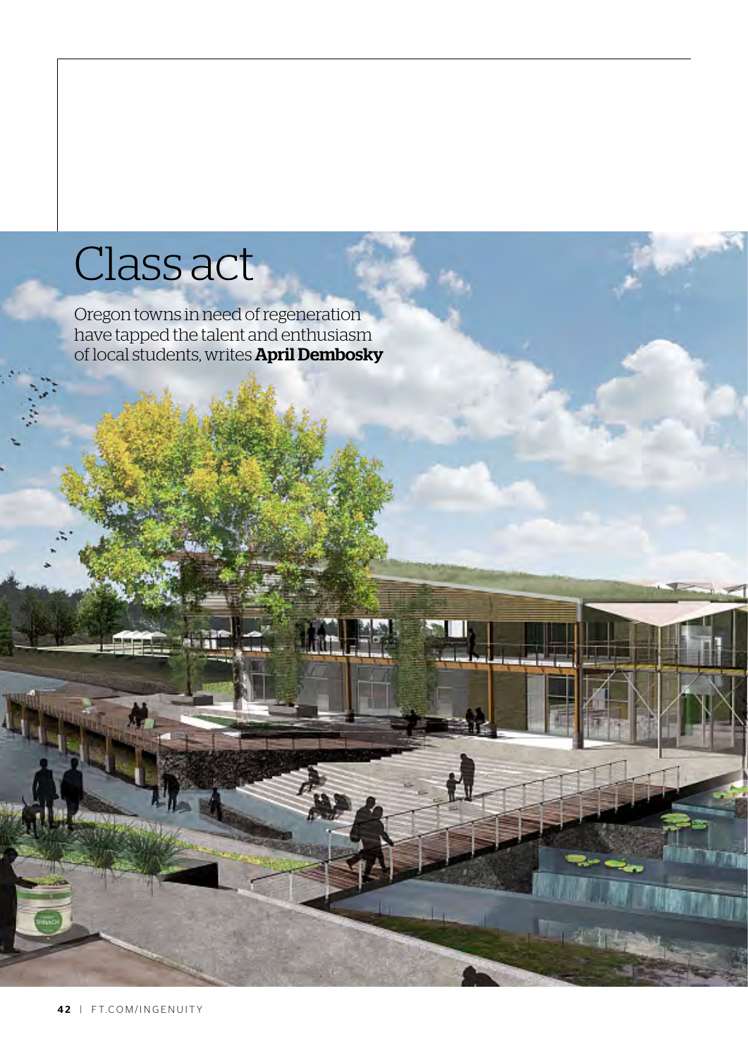# Class act

Oregon towns in need of regeneration have tapped the talent and enthusiasm of local students, writes **April Dembosky**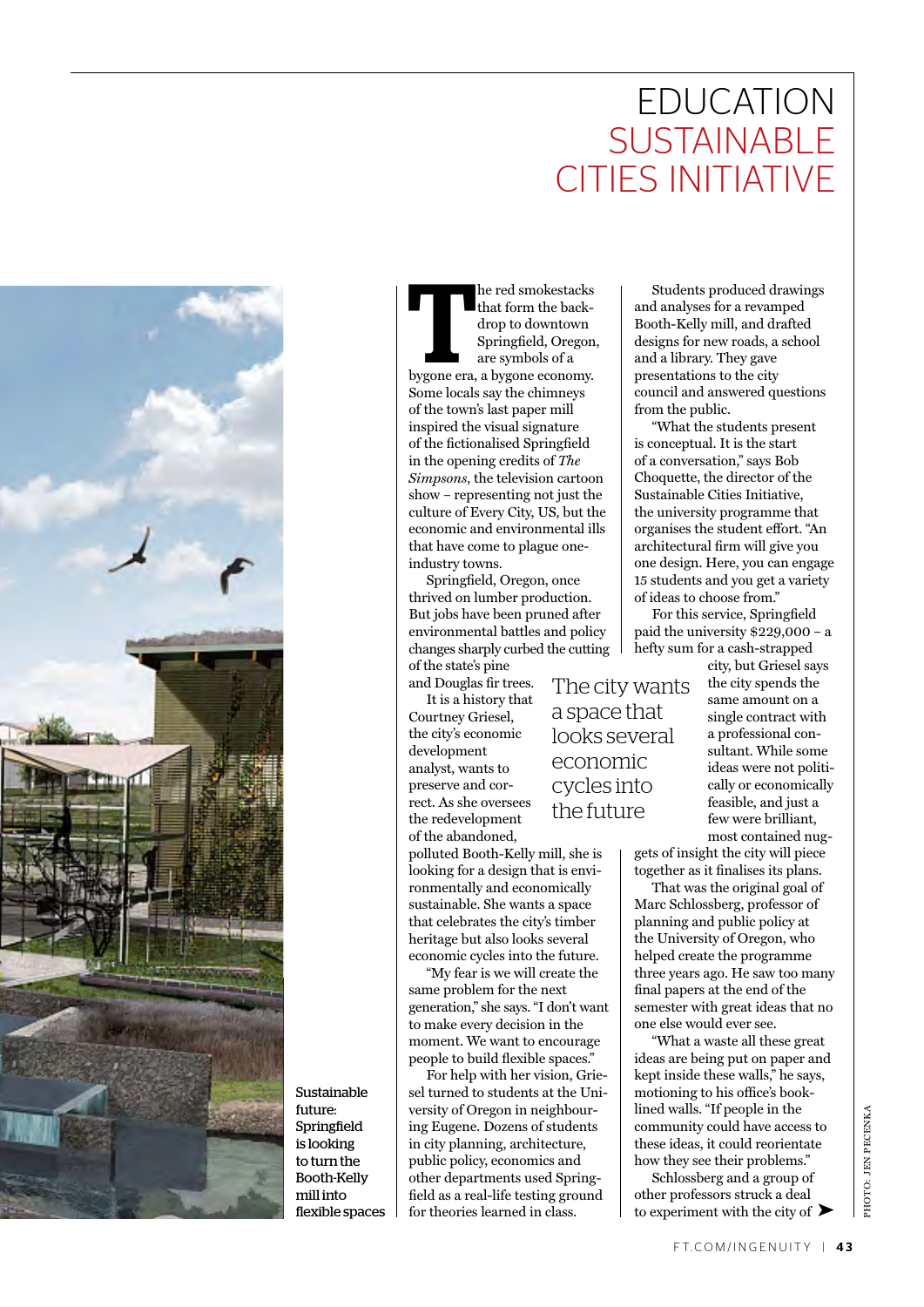// EDUCATION
# SUSTAINABLE CITIES INITIATIVE

Sustainable future: Springfield is looking to turn the Booth-Kelly mill into flexible spaces

The red smokestacks that form the backdrop to downtown Springfield, Oregon, are symbols of a bygone era, a bygone economy. Some locals say the chimneys of the town's last paper mill inspired the visual signature of the fictionalised Springfield in the opening credits of *The Simpsons*, the television cartoon show – representing not just the culture of Every City, US, but the economic and environmental ills that have come to plague one-industry towns.

Springfield, Oregon, once thrived on lumber production. But jobs have been pruned after environmental battles and policy changes sharply curbed the cutting of the state's pine and Douglas fir trees.

It is a history that Courtney Griesel, the city's economic development analyst, wants to preserve and correct. As she oversees the redevelopment of the abandoned, polluted Booth-Kelly mill, she is looking for a design that is environmentally and economically sustainable. She wants a space that celebrates the city's timber heritage but also looks several economic cycles into the future.

"My fear is we will create the same problem for the next generation," she says. "I don't want to make every decision in the moment. We want to encourage people to build flexible spaces."

For help with her vision, Griesel turned to students at the University of Oregon in neighbouring Eugene. Dozens of students in city planning, architecture, public policy, economics and other departments used Springfield as a real-life testing ground for theories learned in class.

> The city wants a space that looks several economic cycles into the future

Students produced drawings and analyses for a revamped Booth-Kelly mill, and drafted designs for new roads, a school and a library. They gave presentations to the city council and answered questions from the public.

"What the students present is conceptual. It is the start of a conversation," says Bob Choquette, the director of the Sustainable Cities Initiative, the university programme that organises the student effort. "An architectural firm will give you one design. Here, you can engage 15 students and you get a variety of ideas to choose from."

For this service, Springfield paid the university $229,000 – a hefty sum for a cash-strapped city, but Griesel says the city spends the same amount on a single contract with a professional consultant. While some ideas were not politically or economically feasible, and just a few were brilliant, most contained nuggets of insight the city will piece together as it finalises its plans.

That was the original goal of Marc Schlossberg, professor of planning and public policy at the University of Oregon, who helped create the programme three years ago. He saw too many final papers at the end of the semester with great ideas that no one else would ever see.

"What a waste all these great ideas are being put on paper and kept inside these walls," he says, motioning to his office's book-lined walls. "If people in the community could have access to these ideas, it could reorientate how they see their problems."

Schlossberg and a group of other professors struck a deal to experiment with the city of ➤

PHOTO: JEN PECENKA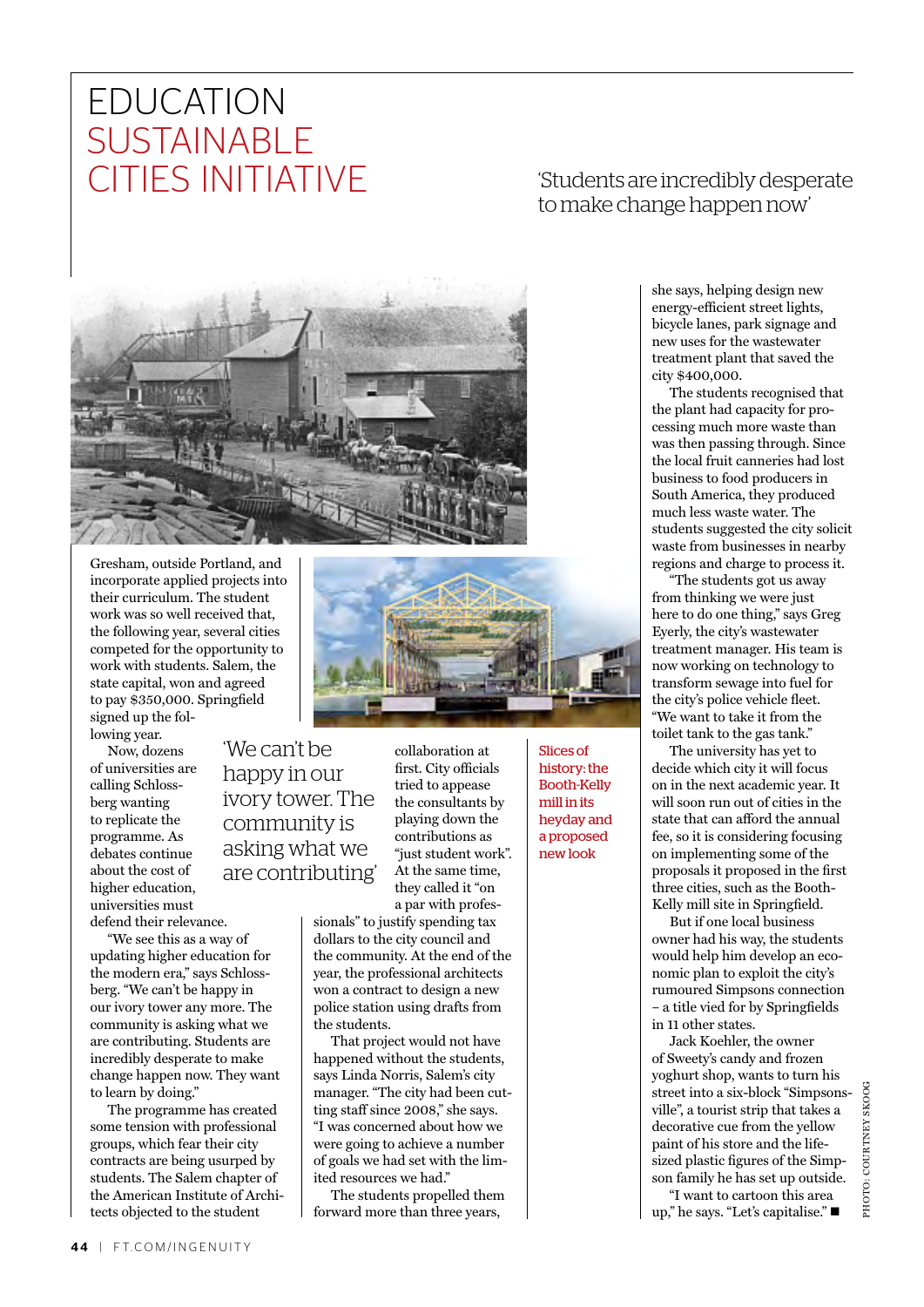# EDUCATION SUSTAINABLE CITIES INITIATIVE

'Students are incredibly desperate to make change happen now'

Gresham, outside Portland, and incorporate applied projects into their curriculum. The student work was so well received that, the following year, several cities competed for the opportunity to work with students. Salem, the state capital, won and agreed to pay $350,000. Springfield signed up the following year.

Now, dozens of universities are calling Schlossberg wanting to replicate the programme. As debates continue about the cost of higher education, universities must defend their relevance.

'We can't be happy in our ivory tower. The community is asking what we are contributing'

"We see this as a way of updating higher education for the modern era," says Schlossberg. "We can't be happy in our ivory tower any more. The community is asking what we are contributing. Students are incredibly desperate to make change happen now. They want to learn by doing."

The programme has created some tension with professional groups, which fear their city contracts are being usurped by students. The Salem chapter of the American Institute of Architects objected to the student collaboration at first. City officials tried to appease the consultants by playing down the contributions as "just student work". At the same time, they called it "on a par with professionals" to justify spending tax dollars to the city council and the community. At the end of the year, the professional architects won a contract to design a new police station using drafts from the students.

That project would not have happened without the students, says Linda Norris, Salem's city manager. "The city had been cutting staff since 2008," she says. "I was concerned about how we were going to achieve a number of goals we had set with the limited resources we had."

The students propelled them forward more than three years, she says, helping design new energy-efficient street lights, bicycle lanes, park signage and new uses for the wastewater treatment plant that saved the city $400,000.

Slices of history: the Booth-Kelly mill in its heyday and a proposed new look

The students recognised that the plant had capacity for processing much more waste than was then passing through. Since the local fruit canneries had lost business to food producers in South America, they produced much less waste water. The students suggested the city solicit waste from businesses in nearby regions and charge to process it.

"The students got us away from thinking we were just here to do one thing," says Greg Eyerly, the city's wastewater treatment manager. His team is now working on technology to transform sewage into fuel for the city's police vehicle fleet. "We want to take it from the toilet tank to the gas tank."

The university has yet to decide which city it will focus on in the next academic year. It will soon run out of cities in the state that can afford the annual fee, so it is considering focusing on implementing some of the proposals it proposed in the first three cities, such as the Booth-Kelly mill site in Springfield.

But if one local business owner had his way, the students would help him develop an economic plan to exploit the city's rumoured Simpsons connection – a title vied for by Springfields in 11 other states.

Jack Koehler, the owner of Sweety's candy and frozen yoghurt shop, wants to turn his street into a six-block "Simpsonsville", a tourist strip that takes a decorative cue from the yellow paint of his store and the life-sized plastic figures of the Simpson family he has set up outside.

"I want to cartoon this area up," he says. "Let's capitalise." ■

PHOTO: COURTNEY SKOOG